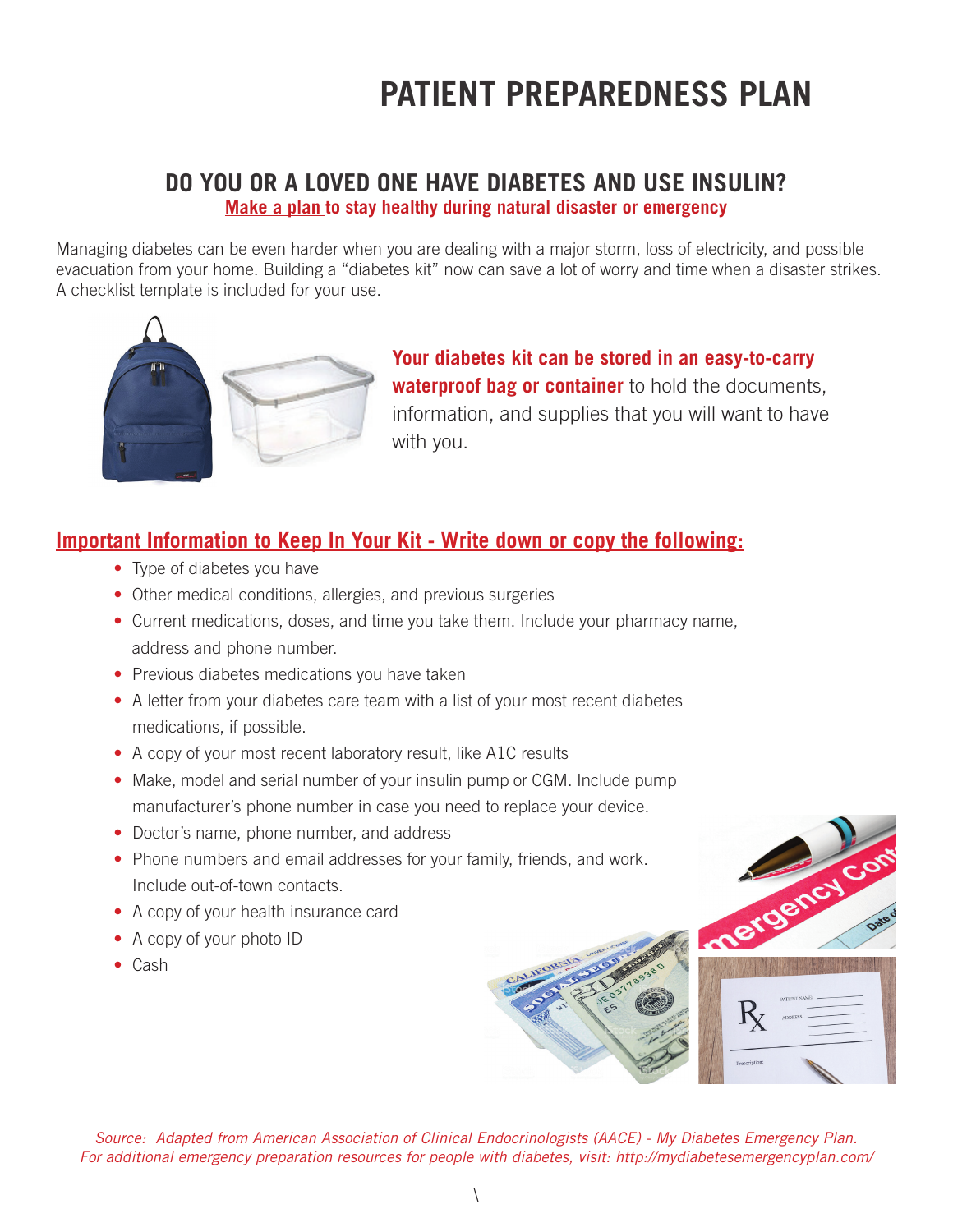# PATIENT PREPAREDNESS PLAN

## DO YOU OR A LOVED ONE HAVE DIABETES AND USE INSULIN?

**Make a plan to stay healthy during natural disaster or emergency**

Managing diabetes can be even harder when you are dealing with a major storm, loss of electricity, and possible evacuation from your home. Building a "diabetes kit" now can save a lot of worry and time when a disaster strikes. A checklist template is included for your use.

**Your diabetes kit can be stored in an easy-to-carry waterproof bag or container** to hold the documents, information, and supplies that you will want to have with you.

### Important Information to Keep In Your Kit - Write down or copy the following:

- Type of diabetes you have
- Other medical conditions, allergies, and previous surgeries
- Current medications, doses, and time you take them. Include your pharmacy name, address and phone number.
- Previous diabetes medications you have taken
- A letter from your diabetes care team with a list of your most recent diabetes medications, if possible.
- A copy of your most recent laboratory result, like A1C results
- Make, model and serial number of your insulin pump or CGM. Include pump manufacturer's phone number in case you need to replace your device.
- Doctor's name, phone number, and address
- Phone numbers and email addresses for your family, friends, and work. Include out-of-town contacts.
- A copy of your health insurance card
- A copy of your photo ID
- Cash

*Source: Adapted from American Association of Clinical Endocrinologists (AACE) - My Diabetes Emergency Plan. For additional emergency preparation resources for people with diabetes, visit: http://mydiabetesemergencyplan.com/*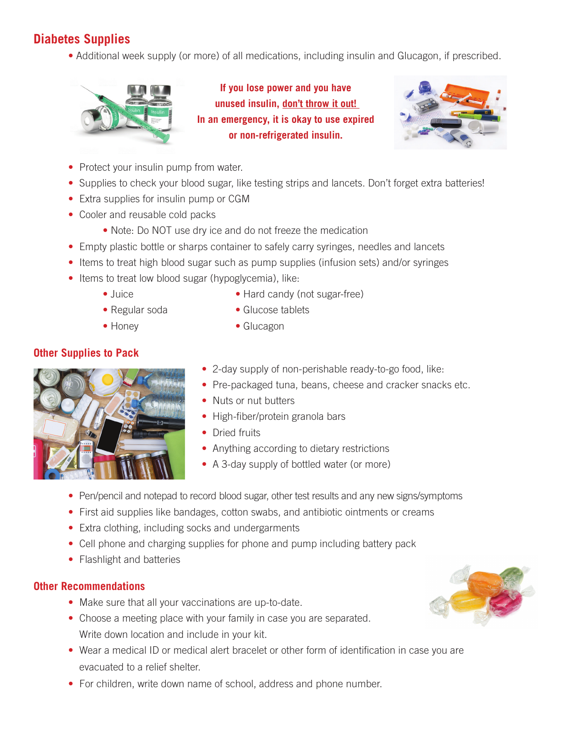## Diabetes Supplies

- Additional week supply (or more) of all medications, including insulin and Glucagon, if prescribed.

**If you lose power and you have unused insulin, <u>don't throw it out!</u> In an emergency, it is okay to use expired or non-refrigerated insulin.**

- Protect your insulin pump from water.
- Supplies to check your blood sugar, like testing strips and lancets. Don't forget extra batteries!
- Extra supplies for insulin pump or CGM
- Cooler and reusable cold packs
  - Note: Do NOT use dry ice and do not freeze the medication
- Empty plastic bottle or sharps container to safely carry syringes, needles and lancets
- Items to treat high blood sugar such as pump supplies (infusion sets) and/or syringes
- Items to treat low blood sugar (hypoglycemia), like:
  - Juice
  - Regular soda
  - Honey
  - Hard candy (not sugar-free)
  - Glucose tablets
  - Glucagon

## Other Supplies to Pack

- 2-day supply of non-perishable ready-to-go food, like:
- Pre-packaged tuna, beans, cheese and cracker snacks etc.
- Nuts or nut butters
- High-fiber/protein granola bars
- Dried fruits
- Anything according to dietary restrictions
- A 3-day supply of bottled water (or more)
- Pen/pencil and notepad to record blood sugar, other test results and any new signs/symptoms
- First aid supplies like bandages, cotton swabs, and antibiotic ointments or creams
- Extra clothing, including socks and undergarments
- Cell phone and charging supplies for phone and pump including battery pack
- Flashlight and batteries

## Other Recommendations

- Make sure that all your vaccinations are up-to-date.
- Choose a meeting place with your family in case you are separated. Write down location and include in your kit.
- Wear a medical ID or medical alert bracelet or other form of identification in case you are evacuated to a relief shelter.
- For children, write down name of school, address and phone number.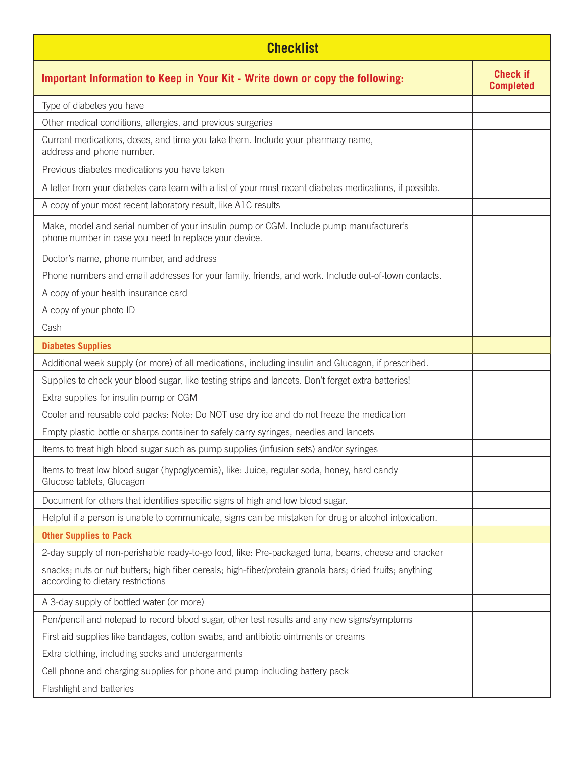| Checklist | |
|---|---|
| **Important Information to Keep in Your Kit - Write down or copy the following:** | **Check if Completed** |
| Type of diabetes you have | |
| Other medical conditions, allergies, and previous surgeries | |
| Current medications, doses, and time you take them. Include your pharmacy name, address and phone number. | |
| Previous diabetes medications you have taken | |
| A letter from your diabetes care team with a list of your most recent diabetes medications, if possible. | |
| A copy of your most recent laboratory result, like A1C results | |
| Make, model and serial number of your insulin pump or CGM. Include pump manufacturer's phone number in case you need to replace your device. | |
| Doctor's name, phone number, and address | |
| Phone numbers and email addresses for your family, friends, and work. Include out-of-town contacts. | |
| A copy of your health insurance card | |
| A copy of your photo ID | |
| Cash | |
| **Diabetes Supplies** | |
| Additional week supply (or more) of all medications, including insulin and Glucagon, if prescribed. | |
| Supplies to check your blood sugar, like testing strips and lancets. Don't forget extra batteries! | |
| Extra supplies for insulin pump or CGM | |
| Cooler and reusable cold packs: Note: Do NOT use dry ice and do not freeze the medication | |
| Empty plastic bottle or sharps container to safely carry syringes, needles and lancets | |
| Items to treat high blood sugar such as pump supplies (infusion sets) and/or syringes | |
| Items to treat low blood sugar (hypoglycemia), like: Juice, regular soda, honey, hard candy Glucose tablets, Glucagon | |
| Document for others that identifies specific signs of high and low blood sugar. | |
| Helpful if a person is unable to communicate, signs can be mistaken for drug or alcohol intoxication. | |
| **Other Supplies to Pack** | |
| 2-day supply of non-perishable ready-to-go food, like: Pre-packaged tuna, beans, cheese and cracker | |
| snacks; nuts or nut butters; high fiber cereals; high-fiber/protein granola bars; dried fruits; anything according to dietary restrictions | |
| A 3-day supply of bottled water (or more) | |
| Pen/pencil and notepad to record blood sugar, other test results and any new signs/symptoms | |
| First aid supplies like bandages, cotton swabs, and antibiotic ointments or creams | |
| Extra clothing, including socks and undergarments | |
| Cell phone and charging supplies for phone and pump including battery pack | |
| Flashlight and batteries | |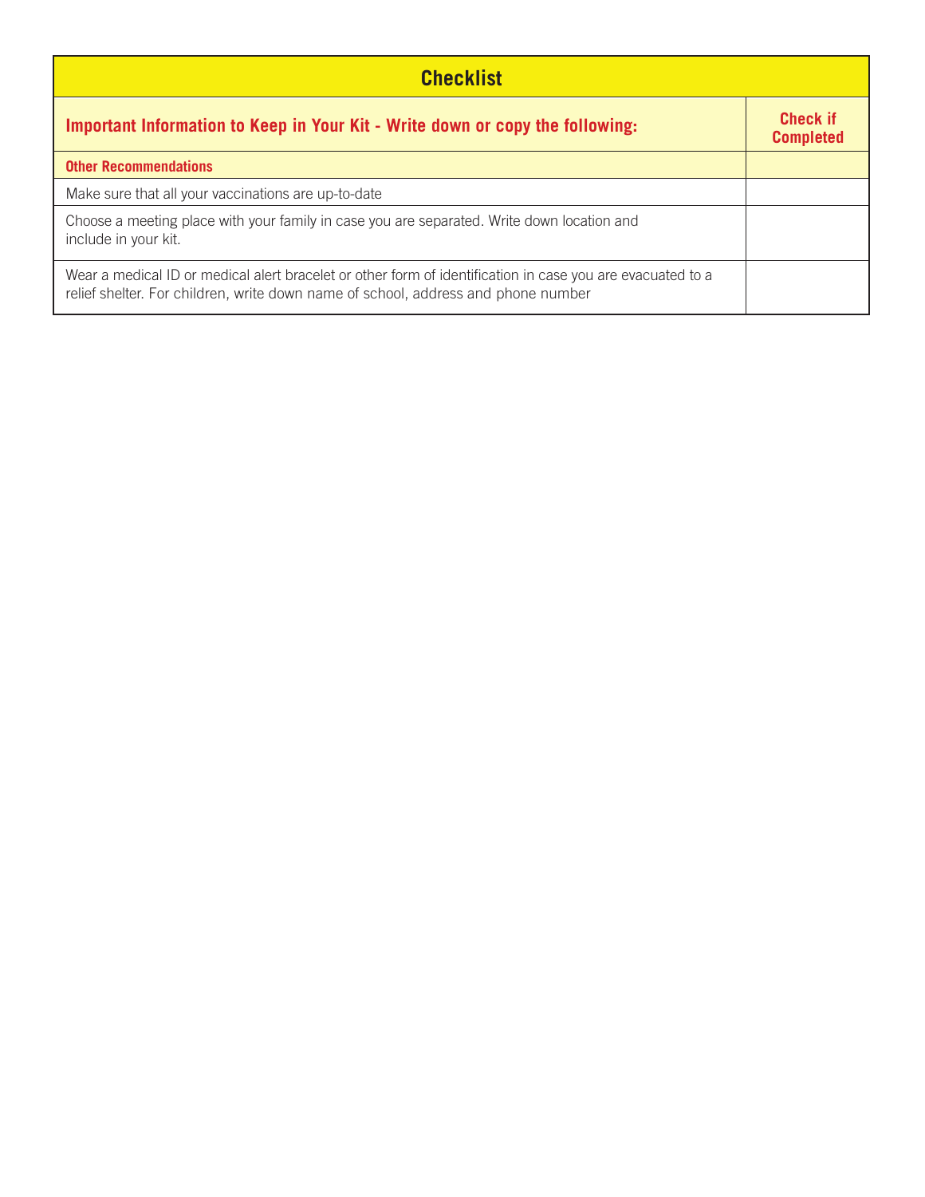| Checklist | |
|---|---|
| **Important Information to Keep in Your Kit - Write down or copy the following:** | **Check if Completed** |
| **Other Recommendations** | |
| Make sure that all your vaccinations are up-to-date | |
| Choose a meeting place with your family in case you are separated. Write down location and include in your kit. | |
| Wear a medical ID or medical alert bracelet or other form of identification in case you are evacuated to a relief shelter. For children, write down name of school, address and phone number | |